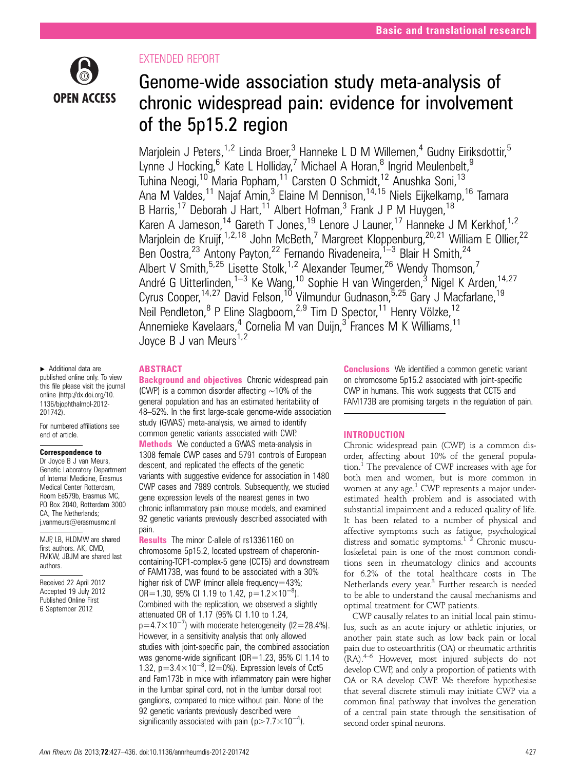EXTENDED REPORT

# Genome-wide association study meta-analysis of chronic widespread pain: evidence for involvement of the 5p15.2 region

Marjolein J Peters,[1,2] Linda Broer,[3] Hanneke L D M Willemen,[4] Gudny Eiriksdottir,[5] Lynne J Hocking,[6] Kate L Holliday,[7] Michael A Horan,[8] Ingrid Meulenbelt,[9] Tuhina Neogi,[10] Maria Popham,[11] Carsten O Schmidt,[12] Anushka Soni,[13] Ana M Valdes,[11] Najaf Amin,[3] Elaine M Dennison,[14,15] Niels Eijkelkamp,[16] Tamara B Harris,[17] Deborah J Hart,[11] Albert Hofman,[3] Frank J P M Huygen,[18] Karen A Jameson,[14] Gareth T Jones,[19] Lenore J Launer,[17] Hanneke J M Kerkhof,[1,2] Marjolein de Kruijf,[1,2,18] John McBeth,[7] Margreet Kloppenburg,[20,21] William E Ollier,[22] Ben Oostra,[23] Antony Payton,[22] Fernando Rivadeneira,[1–3] Blair H Smith,[24] Albert V Smith,[5,25] Lisette Stolk,[1,2] Alexander Teumer,[26] Wendy Thomson,[7] André G Uitterlinden,[1–3] Ke Wang,[10] Sophie H van Wingerden,[3] Nigel K Arden,[14,27] Cyrus Cooper,[14,27] David Felson,[10] Vilmundur Gudnason,[5,25] Gary J Macfarlane,[19] Neil Pendleton,[8] P Eline Slagboom,[2,9] Tim D Spector,[11] Henry Völzke,[12] Annemieke Kavelaars,[4] Cornelia M van Duijn,[3] Frances M K Williams,[11] Joyce B J van Meurs[1,2]

▸ Additional data are published online only. To view this file please visit the journal online (http://dx.doi.org/10.1136/bjophthalmol-2012-201742).

For numbered affiliations see end of article.

**Correspondence to**
Dr Joyce B J van Meurs, Genetic Laboratory Department of Internal Medicine, Erasmus Medical Center Rotterdam, Room Ee579b, Erasmus MC, PO Box 2040, Rotterdam 3000 CA, The Netherlands; j.vanmeurs@erasmusmc.nl

MJP, LB, HLDMW are shared first authors. AK, CMD, FMKW, JBJM are shared last authors.

Received 22 April 2012
Accepted 19 July 2012
Published Online First 6 September 2012

## ABSTRACT

**Background and objectives** Chronic widespread pain (CWP) is a common disorder affecting ~10% of the general population and has an estimated heritability of 48–52%. In the first large-scale genome-wide association study (GWAS) meta-analysis, we aimed to identify common genetic variants associated with CWP.

**Methods** We conducted a GWAS meta-analysis in 1308 female CWP cases and 5791 controls of European descent, and replicated the effects of the genetic variants with suggestive evidence for association in 1480 CWP cases and 7989 controls. Subsequently, we studied gene expression levels of the nearest genes in two chronic inflammatory pain mouse models, and examined 92 genetic variants previously described associated with pain.

**Results** The minor C-allele of rs13361160 on chromosome 5p15.2, located upstream of chaperonin-containing-TCP1-complex-5 gene (CCT5) and downstream of FAM173B, was found to be associated with a 30% higher risk of CWP (minor allele frequency=43%; OR=1.30, 95% CI 1.19 to 1.42, $p=1.2\times10^{-8}$). Combined with the replication, we observed a slightly attenuated OR of 1.17 (95% CI 1.10 to 1.24, $p=4.7\times10^{-7}$) with moderate heterogeneity (I2=28.4%). However, in a sensitivity analysis that only allowed studies with joint-specific pain, the combined association was genome-wide significant (OR=1.23, 95% CI 1.14 to 1.32, $p=3.4\times10^{-8}$, I2=0%). Expression levels of Cct5 and Fam173b in mice with inflammatory pain were higher in the lumbar spinal cord, not in the lumbar dorsal root ganglions, compared to mice without pain. None of the 92 genetic variants previously described were significantly associated with pain ($p>7.7\times10^{-4}$).

**Conclusions** We identified a common genetic variant on chromosome 5p15.2 associated with joint-specific CWP in humans. This work suggests that CCT5 and FAM173B are promising targets in the regulation of pain.

## INTRODUCTION

Chronic widespread pain (CWP) is a common disorder, affecting about 10% of the general population.[1] The prevalence of CWP increases with age for both men and women, but is more common in women at any age.[1] CWP represents a major underestimated health problem and is associated with substantial impairment and a reduced quality of life. It has been related to a number of physical and affective symptoms such as fatigue, psychological distress and somatic symptoms.[1 2] Chronic musculoskeletal pain is one of the most common conditions seen in rheumatology clinics and accounts for 6.2% of the total healthcare costs in The Netherlands every year.[3] Further research is needed to be able to understand the causal mechanisms and optimal treatment for CWP patients.

CWP causally relates to an initial local pain stimulus, such as an acute injury or athletic injuries, or another pain state such as low back pain or local pain due to osteoarthritis (OA) or rheumatic arthritis (RA).[4–6] However, most injured subjects do not develop CWP, and only a proportion of patients with OA or RA develop CWP. We therefore hypothesise that several discrete stimuli may initiate CWP via a common final pathway that involves the generation of a central pain state through the sensitisation of second order spinal neurons.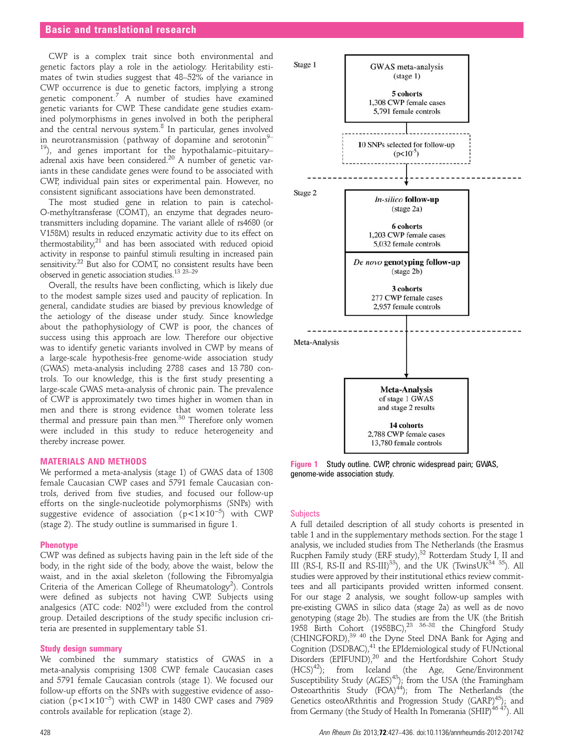CWP is a complex trait since both environmental and genetic factors play a role in the aetiology. Heritability estimates of twin studies suggest that 48–52% of the variance in CWP occurrence is due to genetic factors, implying a strong genetic component.[7] A number of studies have examined genetic variants for CWP. These candidate gene studies examined polymorphisms in genes involved in both the peripheral and the central nervous system.[8] In particular, genes involved in neurotransmission (pathway of dopamine and serotonin[9–19]), and genes important for the hypothalamic–pituitary–adrenal axis have been considered.[20] A number of genetic variants in these candidate genes were found to be associated with CWP, individual pain sites or experimental pain. However, no consistent significant associations have been demonstrated.

The most studied gene in relation to pain is catechol-O-methyltransferase (COMT), an enzyme that degrades neurotransmitters including dopamine. The variant allele of rs4680 (or V158M) results in reduced enzymatic activity due to its effect on thermostability,[21] and has been associated with reduced opioid activity in response to painful stimuli resulting in increased pain sensitivity.[22] But also for COMT, no consistent results have been observed in genetic association studies.[13 23–29]

Overall, the results have been conflicting, which is likely due to the modest sample sizes used and paucity of replication. In general, candidate studies are biased by previous knowledge of the aetiology of the disease under study. Since knowledge about the pathophysiology of CWP is poor, the chances of success using this approach are low. Therefore our objective was to identify genetic variants involved in CWP by means of a large-scale hypothesis-free genome-wide association study (GWAS) meta-analysis including 2788 cases and 13 780 controls. To our knowledge, this is the first study presenting a large-scale GWAS meta-analysis of chronic pain. The prevalence of CWP is approximately two times higher in women than in men and there is strong evidence that women tolerate less thermal and pressure pain than men.[30] Therefore only women were included in this study to reduce heterogeneity and thereby increase power.

## MATERIALS AND METHODS

We performed a meta-analysis (stage 1) of GWAS data of 1308 female Caucasian CWP cases and 5791 female Caucasian controls, derived from five studies, and focused our follow-up efforts on the single-nucleotide polymorphisms (SNPs) with suggestive evidence of association ($p<1\times10^{-5}$) with CWP (stage 2). The study outline is summarised in figure 1.

### Phenotype

CWP was defined as subjects having pain in the left side of the body, in the right side of the body, above the waist, below the waist, and in the axial skeleton (following the Fibromyalgia Criteria of the American College of Rheumatology[2]). Controls were defined as subjects not having CWP. Subjects using analgesics (ATC code: N02[31]) were excluded from the control group. Detailed descriptions of the study specific inclusion criteria are presented in supplementary table S1.

### Study design summary

We combined the summary statistics of GWAS in a meta-analysis comprising 1308 CWP female Caucasian cases and 5791 female Caucasian controls (stage 1). We focused our follow-up efforts on the SNPs with suggestive evidence of association ($p<1\times10^{-5}$) with CWP in 1480 CWP cases and 7989 controls available for replication (stage 2).

Stage 1

GWAS meta-analysis
(stage 1)

5 cohorts
1,308 CWP female cases
5,791 female controls

10 SNPs selected for follow-up
($p<10^{-5}$)

Stage 2

*In-silico* follow-up
(stage 2a)

6 cohorts
1,203 CWP female cases
5,032 female controls

*De novo* genotyping follow-up
(stage 2b)

3 cohorts
277 CWP female cases
2,957 female controls

Meta-Analysis

Meta-Analysis
of stage 1 GWAS
and stage 2 results

14 cohorts
2,788 CWP female cases
13,780 female controls

**Figure 1** Study outline. CWP, chronic widespread pain; GWAS, genome-wide association study.

### Subjects

A full detailed description of all study cohorts is presented in table 1 and in the supplementary methods section. For the stage 1 analysis, we included studies from The Netherlands (the Erasmus Rucphen Family study (ERF study),[32] Rotterdam Study I, II and III (RS-I, RS-II and RS-III)[33]), and the UK (TwinsUK[34 35]). All studies were approved by their institutional ethics review committees and all participants provided written informed consent. For our stage 2 analysis, we sought follow-up samples with pre-existing GWAS in silico data (stage 2a) as well as de novo genotyping (stage 2b). The studies are from the UK (the British 1958 Birth Cohort (1958BC),[23 36–38] the Chingford Study (CHINGFORD),[39 40] the Dyne Steel DNA Bank for Aging and Cognition (DSDBAC),[41] the EPIdemiological study of FUNctional Disorders (EPIFUND),[20] and the Hertfordshire Cohort Study (HCS)[42]); from Iceland (the Age, Gene/Environment Susceptibility Study (AGES)[43]); from the USA (the Framingham Osteoarthritis Study (FOA)[44]); from The Netherlands (the Genetics osteoARthritis and Progression Study (GARP)[45]); and from Germany (the Study of Health In Pomerania (SHIP)[46 47]). All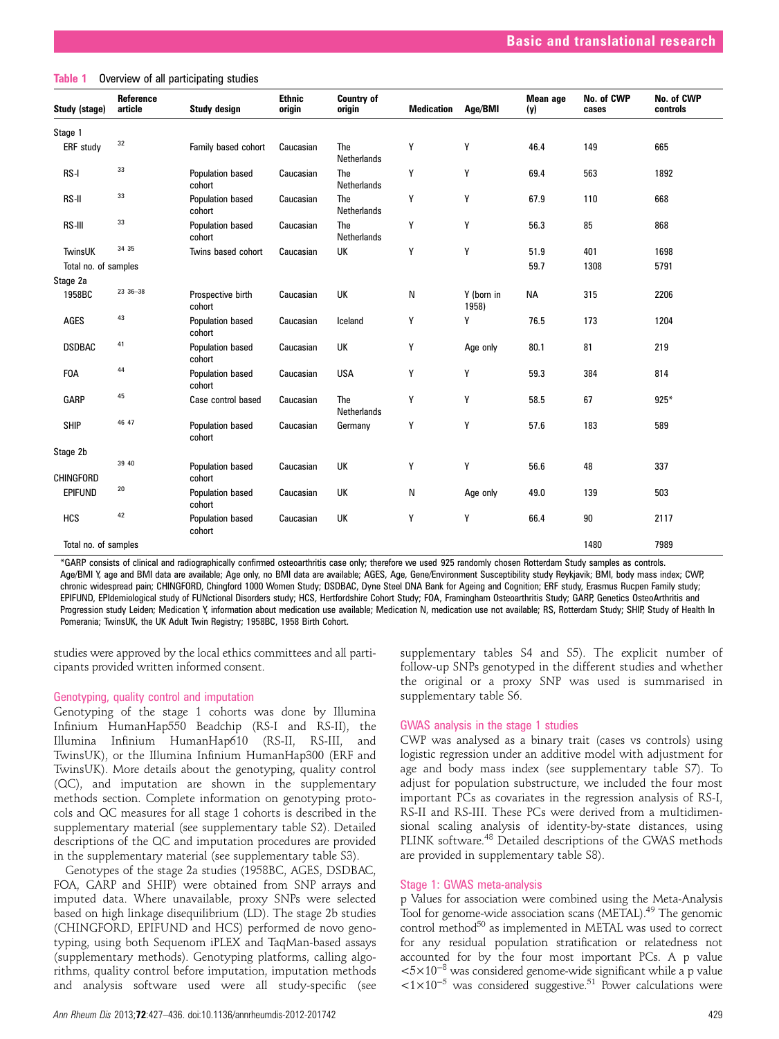**Table 1** Overview of all participating studies

| Study (stage) | Reference article | Study design | Ethnic origin | Country of origin | Medication | Age/BMI | Mean age (y) | No. of CWP cases | No. of CWP controls |
|---|---|---|---|---|---|---|---|---|---|
| Stage 1 | | | | | | | | | |
| ERF study | 32 | Family based cohort | Caucasian | The Netherlands | Y | Y | 46.4 | 149 | 665 |
| RS-I | 33 | Population based cohort | Caucasian | The Netherlands | Y | Y | 69.4 | 563 | 1892 |
| RS-II | 33 | Population based cohort | Caucasian | The Netherlands | Y | Y | 67.9 | 110 | 668 |
| RS-III | 33 | Population based cohort | Caucasian | The Netherlands | Y | Y | 56.3 | 85 | 868 |
| TwinsUK | 34 35 | Twins based cohort | Caucasian | UK | Y | Y | 51.9 | 401 | 1698 |
| Total no. of samples | | | | | | | 59.7 | 1308 | 5791 |
| Stage 2a | | | | | | | | | |
| 1958BC | 23 36–38 | Prospective birth cohort | Caucasian | UK | N | Y (born in 1958) | NA | 315 | 2206 |
| AGES | 43 | Population based cohort | Caucasian | Iceland | Y | Y | 76.5 | 173 | 1204 |
| DSDBAC | 41 | Population based cohort | Caucasian | UK | Y | Age only | 80.1 | 81 | 219 |
| FOA | 44 | Population based cohort | Caucasian | USA | Y | Y | 59.3 | 384 | 814 |
| GARP | 45 | Case control based | Caucasian | The Netherlands | Y | Y | 58.5 | 67 | 925* |
| SHIP | 46 47 | Population based cohort | Caucasian | Germany | Y | Y | 57.6 | 183 | 589 |
| Stage 2b | | | | | | | | | |
| CHINGFORD | 39 40 | Population based cohort | Caucasian | UK | Y | Y | 56.6 | 48 | 337 |
| EPIFUND | 20 | Population based cohort | Caucasian | UK | N | Age only | 49.0 | 139 | 503 |
| HCS | 42 | Population based cohort | Caucasian | UK | Y | Y | 66.4 | 90 | 2117 |
| Total no. of samples | | | | | | | | 1480 | 7989 |

*GARP consists of clinical and radiographically confirmed osteoarthritis case only; therefore we used 925 randomly chosen Rotterdam Study samples as controls.
Age/BMI Y, age and BMI data are available; Age only, no BMI data are available; AGES, Age, Gene/Environment Susceptibility study Reykjavik; BMI, body mass index; CWP, chronic widespread pain; CHINGFORD, Chingford 1000 Women Study; DSDBAC, Dyne Steel DNA Bank for Ageing and Cognition; ERF study, Erasmus Rucpen Family study; EPIFUND, EPIdemiological study of FUNctional Disorders study; HCS, Hertfordshire Cohort Study; FOA, Framingham Osteoarthritis Study; GARP, Genetics OsteoArthritis and Progression study Leiden; Medication Y, information about medication use available; Medication N, medication use not available; RS, Rotterdam Study; SHIP, Study of Health In Pomerania; TwinsUK, the UK Adult Twin Registry; 1958BC, 1958 Birth Cohort.

studies were approved by the local ethics committees and all participants provided written informed consent.

### Genotyping, quality control and imputation

Genotyping of the stage 1 cohorts was done by Illumina Infinium HumanHap550 Beadchip (RS-I and RS-II), the Illumina Infinium HumanHap610 (RS-II, RS-III, and TwinsUK), or the Illumina Infinium HumanHap300 (ERF and TwinsUK). More details about the genotyping, quality control (QC), and imputation are shown in the supplementary methods section. Complete information on genotyping protocols and QC measures for all stage 1 cohorts is described in the supplementary material (see supplementary table S2). Detailed descriptions of the QC and imputation procedures are provided in the supplementary material (see supplementary table S3).

Genotypes of the stage 2a studies (1958BC, AGES, DSDBAC, FOA, GARP and SHIP) were obtained from SNP arrays and imputed data. Where unavailable, proxy SNPs were selected based on high linkage disequilibrium (LD). The stage 2b studies (CHINGFORD, EPIFUND and HCS) performed de novo genotyping, using both Sequenom iPLEX and TaqMan-based assays (supplementary methods). Genotyping platforms, calling algorithms, quality control before imputation, imputation methods and analysis software used were all study-specific (see supplementary tables S4 and S5). The explicit number of follow-up SNPs genotyped in the different studies and whether the original or a proxy SNP was used is summarised in supplementary table S6.

### GWAS analysis in the stage 1 studies

CWP was analysed as a binary trait (cases vs controls) using logistic regression under an additive model with adjustment for age and body mass index (see supplementary table S7). To adjust for population substructure, we included the four most important PCs as covariates in the regression analysis of RS-I, RS-II and RS-III. These PCs were derived from a multidimensional scaling analysis of identity-by-state distances, using PLINK software.[48] Detailed descriptions of the GWAS methods are provided in supplementary table S8).

### Stage 1: GWAS meta-analysis

p Values for association were combined using the Meta-Analysis Tool for genome-wide association scans (METAL).[49] The genomic control method[50] as implemented in METAL was used to correct for any residual population stratification or relatedness not accounted for by the four most important PCs. A p value $<5\times10^{-8}$ was considered genome-wide significant while a p value $<1\times10^{-5}$ was considered suggestive.[51] Power calculations were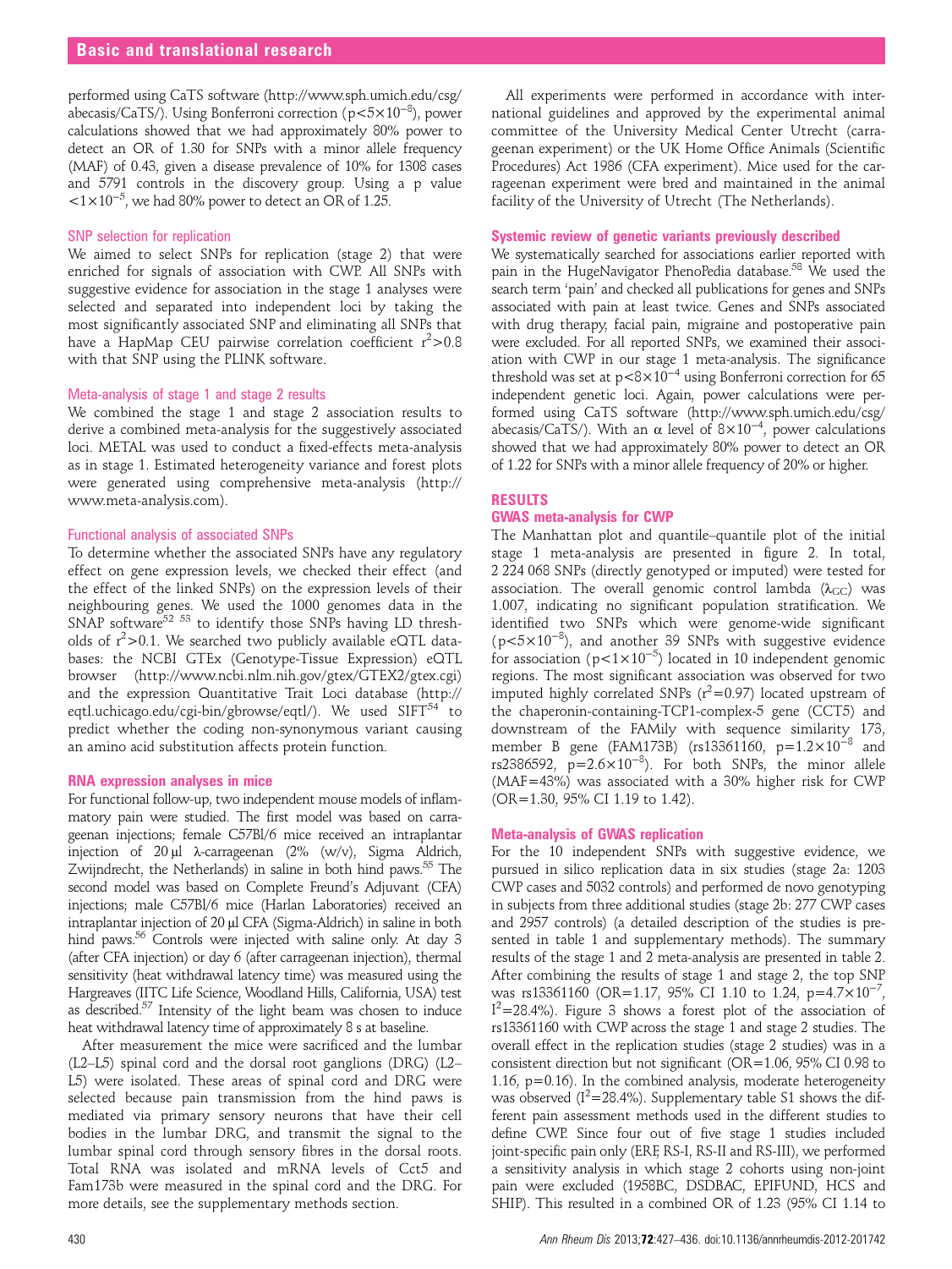performed using CaTS software (http://www.sph.umich.edu/csg/abecasis/CaTS/). Using Bonferroni correction ($p<5\times10^{-8}$), power calculations showed that we had approximately 80% power to detect an OR of 1.30 for SNPs with a minor allele frequency (MAF) of 0.43, given a disease prevalence of 10% for 1308 cases and 5791 controls in the discovery group. Using a p value $<1\times10^{-5}$, we had 80% power to detect an OR of 1.25.

### SNP selection for replication

We aimed to select SNPs for replication (stage 2) that were enriched for signals of association with CWP. All SNPs with suggestive evidence for association in the stage 1 analyses were selected and separated into independent loci by taking the most significantly associated SNP and eliminating all SNPs that have a HapMap CEU pairwise correlation coefficient $r^2>0.8$ with that SNP using the PLINK software.

### Meta-analysis of stage 1 and stage 2 results

We combined the stage 1 and stage 2 association results to derive a combined meta-analysis for the suggestively associated loci. METAL was used to conduct a fixed-effects meta-analysis as in stage 1. Estimated heterogeneity variance and forest plots were generated using comprehensive meta-analysis (http://www.meta-analysis.com).

### Functional analysis of associated SNPs

To determine whether the associated SNPs have any regulatory effect on gene expression levels, we checked their effect (and the effect of the linked SNPs) on the expression levels of their neighbouring genes. We used the 1000 genomes data in the SNAP software[52 53] to identify those SNPs having LD thresholds of $r^2>0.1$. We searched two publicly available eQTL databases: the NCBI GTEx (Genotype-Tissue Expression) eQTL browser (http://www.ncbi.nlm.nih.gov/gtex/GTEX2/gtex.cgi) and the expression Quantitative Trait Loci database (http://eqtl.uchicago.edu/cgi-bin/gbrowse/eqtl/). We used SIFT[54] to predict whether the coding non-synonymous variant causing an amino acid substitution affects protein function.

### RNA expression analyses in mice

For functional follow-up, two independent mouse models of inflammatory pain were studied. The first model was based on carrageenan injections; female C57Bl/6 mice received an intraplantar injection of 20 µl λ-carrageenan (2% (w/v), Sigma Aldrich, Zwijndrecht, the Netherlands) in saline in both hind paws.[55] The second model was based on Complete Freund's Adjuvant (CFA) injections; male C57Bl/6 mice (Harlan Laboratories) received an intraplantar injection of 20 µl CFA (Sigma-Aldrich) in saline in both hind paws.[56] Controls were injected with saline only. At day 3 (after CFA injection) or day 6 (after carrageenan injection), thermal sensitivity (heat withdrawal latency time) was measured using the Hargreaves (IITC Life Science, Woodland Hills, California, USA) test as described.[57] Intensity of the light beam was chosen to induce heat withdrawal latency time of approximately 8 s at baseline.

After measurement the mice were sacrificed and the lumbar (L2–L5) spinal cord and the dorsal root ganglions (DRG) (L2–L5) were isolated. These areas of spinal cord and DRG were selected because pain transmission from the hind paws is mediated via primary sensory neurons that have their cell bodies in the lumbar DRG, and transmit the signal to the lumbar spinal cord through sensory fibres in the dorsal roots. Total RNA was isolated and mRNA levels of Cct5 and Fam173b were measured in the spinal cord and the DRG. For more details, see the supplementary methods section.

All experiments were performed in accordance with international guidelines and approved by the experimental animal committee of the University Medical Center Utrecht (carrageenan experiment) or the UK Home Office Animals (Scientific Procedures) Act 1986 (CFA experiment). Mice used for the carrageenan experiment were bred and maintained in the animal facility of the University of Utrecht (The Netherlands).

### Systemic review of genetic variants previously described

We systematically searched for associations earlier reported with pain in the HugeNavigator PhenoPedia database.[58] We used the search term 'pain' and checked all publications for genes and SNPs associated with pain at least twice. Genes and SNPs associated with drug therapy, facial pain, migraine and postoperative pain were excluded. For all reported SNPs, we examined their association with CWP in our stage 1 meta-analysis. The significance threshold was set at $p<8\times10^{-4}$ using Bonferroni correction for 65 independent genetic loci. Again, power calculations were performed using CaTS software (http://www.sph.umich.edu/csg/abecasis/CaTS/). With an α level of $8\times10^{-4}$, power calculations showed that we had approximately 80% power to detect an OR of 1.22 for SNPs with a minor allele frequency of 20% or higher.

## RESULTS

### GWAS meta-analysis for CWP

The Manhattan plot and quantile–quantile plot of the initial stage 1 meta-analysis are presented in figure 2. In total, 2 224 068 SNPs (directly genotyped or imputed) were tested for association. The overall genomic control lambda ($\lambda_{GC}$) was 1.007, indicating no significant population stratification. We identified two SNPs which were genome-wide significant ($p<5\times10^{-8}$), and another 39 SNPs with suggestive evidence for association ($p<1\times10^{-5}$) located in 10 independent genomic regions. The most significant association was observed for two imputed highly correlated SNPs ($r^2=0.97$) located upstream of the chaperonin-containing-TCP1-complex-5 gene (CCT5) and downstream of the FAMily with sequence similarity 173, member B gene (FAM173B) (rs13361160, $p=1.2\times10^{-8}$ and rs2386592, $p=2.6\times10^{-8}$). For both SNPs, the minor allele (MAF=43%) was associated with a 30% higher risk for CWP (OR=1.30, 95% CI 1.19 to 1.42).

### Meta-analysis of GWAS replication

For the 10 independent SNPs with suggestive evidence, we pursued in silico replication data in six studies (stage 2a: 1203 CWP cases and 5032 controls) and performed de novo genotyping in subjects from three additional studies (stage 2b: 277 CWP cases and 2957 controls) (a detailed description of the studies is presented in table 1 and supplementary methods). The summary results of the stage 1 and 2 meta-analysis are presented in table 2. After combining the results of stage 1 and stage 2, the top SNP was rs13361160 (OR=1.17, 95% CI 1.10 to 1.24, $p=4.7\times10^{-7}$, $I^2=28.4\%$). Figure 3 shows a forest plot of the association of rs13361160 with CWP across the stage 1 and stage 2 studies. The overall effect in the replication studies (stage 2 studies) was in a consistent direction but not significant (OR=1.06, 95% CI 0.98 to 1.16, p=0.16). In the combined analysis, moderate heterogeneity was observed ($I^2=28.4\%$). Supplementary table S1 shows the different pain assessment methods used in the different studies to define CWP. Since four out of five stage 1 studies included joint-specific pain only (ERF, RS-I, RS-II and RS-III), we performed a sensitivity analysis in which stage 2 cohorts using non-joint pain were excluded (1958BC, DSDBAC, EPIFUND, HCS and SHIP). This resulted in a combined OR of 1.23 (95% CI 1.14 to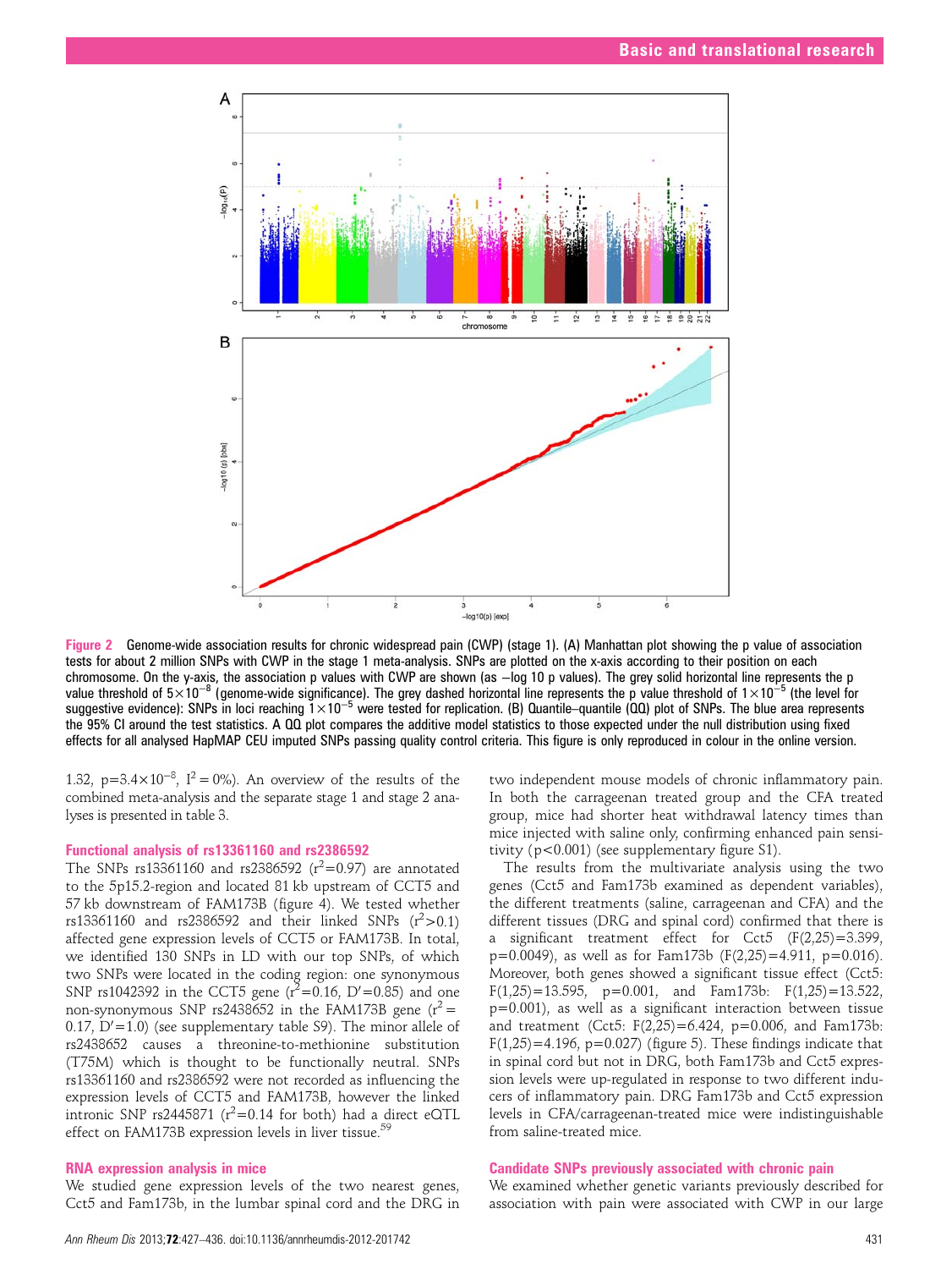A

B

chromosome

$-\log_{10}(P)$

$-\log 10$ (p) [obs]

$-\log 10(p)$ [exp]

**Figure 2** Genome-wide association results for chronic widespread pain (CWP) (stage 1). (A) Manhattan plot showing the p value of association tests for about 2 million SNPs with CWP in the stage 1 meta-analysis. SNPs are plotted on the x-axis according to their position on each chromosome. On the y-axis, the association p values with CWP are shown (as −log 10 p values). The grey solid horizontal line represents the p value threshold of $5\times10^{-8}$ (genome-wide significance). The grey dashed horizontal line represents the p value threshold of $1\times10^{-5}$ (the level for suggestive evidence): SNPs in loci reaching $1\times10^{-5}$ were tested for replication. (B) Quantile–quantile (QQ) plot of SNPs. The blue area represents the 95% CI around the test statistics. A QQ plot compares the additive model statistics to those expected under the null distribution using fixed effects for all analysed HapMAP CEU imputed SNPs passing quality control criteria. This figure is only reproduced in colour in the online version.

1.32, $p=3.4\times10^{-8}$, $I^2 = 0\%$). An overview of the results of the combined meta-analysis and the separate stage 1 and stage 2 analyses is presented in table 3.

### Functional analysis of rs13361160 and rs2386592

The SNPs rs13361160 and rs2386592 ($r^2$=0.97) are annotated to the 5p15.2-region and located 81 kb upstream of CCT5 and 57 kb downstream of FAM173B (figure 4). We tested whether rs13361160 and rs2386592 and their linked SNPs ($r^2$>0.1) affected gene expression levels of CCT5 or FAM173B. In total, we identified 130 SNPs in LD with our top SNPs, of which two SNPs were located in the coding region: one synonymous SNP rs1042392 in the CCT5 gene ($r^2$=0.16, D′=0.85) and one non-synonymous SNP rs2438652 in the FAM173B gene ($r^2$= 0.17, D′=1.0) (see supplementary table S9). The minor allele of rs2438652 causes a threonine-to-methionine substitution (T75M) which is thought to be functionally neutral. SNPs rs13361160 and rs2386592 were not recorded as influencing the expression levels of CCT5 and FAM173B, however the linked intronic SNP rs2445871 ($r^2$=0.14 for both) had a direct eQTL effect on FAM173B expression levels in liver tissue.[59]

### RNA expression analysis in mice

We studied gene expression levels of the two nearest genes, Cct5 and Fam173b, in the lumbar spinal cord and the DRG in two independent mouse models of chronic inflammatory pain. In both the carrageenan treated group and the CFA treated group, mice had shorter heat withdrawal latency times than mice injected with saline only, confirming enhanced pain sensitivity (p<0.001) (see supplementary figure S1).

The results from the multivariate analysis using the two genes (Cct5 and Fam173b examined as dependent variables), the different treatments (saline, carrageenan and CFA) and the different tissues (DRG and spinal cord) confirmed that there is a significant treatment effect for Cct5 ($F(2,25)=3.399$, p=0.0049), as well as for Fam173b ($F(2,25)=4.911$, p=0.016). Moreover, both genes showed a significant tissue effect (Cct5: $F(1,25)=13.595$, p=0.001, and Fam173b: $F(1,25)=13.522$, p=0.001), as well as a significant interaction between tissue and treatment (Cct5: $F(2,25)=6.424$, p=0.006, and Fam173b: $F(1,25)=4.196$, p=0.027) (figure 5). These findings indicate that in spinal cord but not in DRG, both Fam173b and Cct5 expression levels were up-regulated in response to two different inducers of inflammatory pain. DRG Fam173b and Cct5 expression levels in CFA/carrageenan-treated mice were indistinguishable from saline-treated mice.

### Candidate SNPs previously associated with chronic pain

We examined whether genetic variants previously described for association with pain were associated with CWP in our large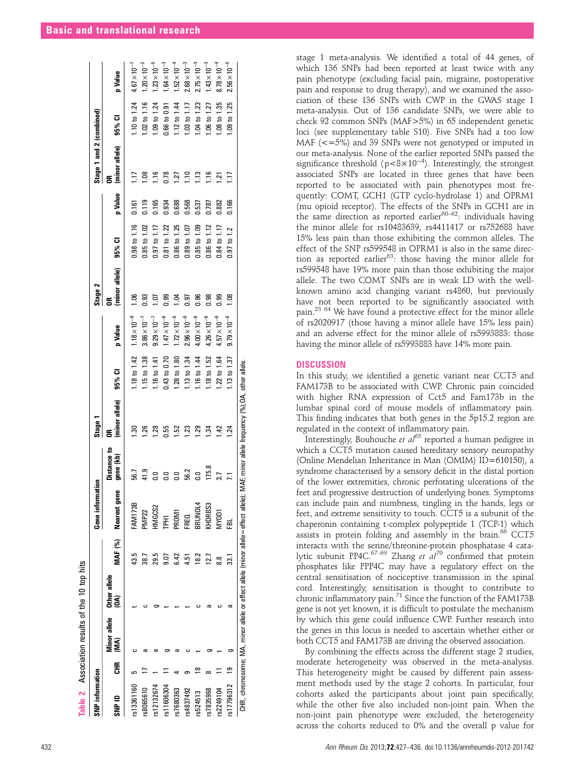**Table 2** Association results of the 10 top hits

| SNP information | | | | | Gene information | | Stage 1 | | | Stage 2 | | | Stage 1 and 2 (combined) | | |
|---|---|---|---|---|---|---|---|---|---|---|---|---|---|---|---|
| SNP ID | CHR | Minor allele (MA) | Other allele (OA) | MAF (%) | Nearest gene | Distance to gene (kb) | OR (minor allele) | 95% CI | p Value | OR (minor allele) | 95% CI | p Value | OR (minor allele) | 95% CI | p Value |
| rs13361160 | 5 | c | t | 43.5 | FAM173B | 56.7 | 1.30 | 1.18 to 1.42 | $1.18\times10^{-8}$ | 1.06 | 0.98 to 1.16 | 0.161 | 1.17 | 1.10 to 1.24 | $4.67\times10^{-7}$ |
| rs8065610 | 17 | a | c | 38.7 | PMP22 | 41.9 | 1.26 | 1.15 to 1.38 | $3.86\times10^{-7}$ | 0.93 | 0.85 to 1.02 | 0.119 | 1.08 | 1.02 to 1.16 | $1.20\times10^{-2}$ |
| rs12132674 | 1 | a | g | 29.5 | HMGCS2 | 0.0 | 1.28 | 1.16 to 1.41 | $9.29\times10^{-7}$ | 1.07 | 0.97 to 1.17 | 0.165 | 1.16 | 1.09 to 1.24 | $1.23\times10^{-5}$ |
| rs11606304 | 11 | g | t | 9.07 | TPH1 | 0.0 | 0.55 | 0.43 to 0.70 | $1.47\times10^{-6}$ | 0.99 | 0.81 to 1.22 | 0.934 | 0.78 | 0.66 to 0.91 | $1.64\times10^{-3}$ |
| rs7680363 | 4 | a | t | 6.42 | PROM1 | 0.0 | 1.52 | 1.28 to 1.80 | $1.72\times10^{-6}$ | 1.04 | 0.86 to 1.25 | 0.688 | 1.27 | 1.12 to 1.44 | $1.52\times10^{-4}$ |
| rs4837492 | 9 | c | t | 4.51 | FREQ | 56.2 | 1.23 | 1.13 to 1.34 | $2.96\times10^{-6}$ | 0.97 | 0.89 to 1.07 | 0.568 | 1.10 | 1.03 to 1.17 | $2.68\times10^{-3}$ |
| rs524513 | 18 | t | c | 18.2 | BRUNOL4 | 0.0 | 1.29 | 1.16 to 1.44 | $4.00\times10^{-6}$ | 0.96 | 0.85 to 1.09 | 0.537 | 1.13 | 1.04 to 1.23 | $2.75\times10^{-3}$ |
| rs7835968 | 8 | g | a | 12.7 | KHDRBS3 | 175.8 | 1.34 | 1.18 to 1.52 | $4.26\times10^{-6}$ | 0.98 | 0.86 to 1.12 | 0.787 | 1.16 | 1.06 to 1.27 | $1.43\times10^{-3}$ |
| rs2249104 | 11 | t | c | 8.8 | MYOD1 | 3.7 | 1.42 | 1.22 to 1.64 | $4.57\times10^{-6}$ | 0.99 | 0.84 to 1.17 | 0.882 | 1.21 | 1.08 to 1.35 | $8.78\times10^{-4}$ |
| rs17796312 | 19 | g | a | 33.1 | FBL | 7.1 | 1.24 | 1.13 to 1.37 | $9.79\times10^{-6}$ | 1.08 | 0.97 to 1.2 | 0.166 | 1.17 | 1.09 to 1.25 | $2.56\times10^{-5}$ |

CHR, chromosome; MA, minor allele or effect allele (minor allele=effect allele); MAF, minor allele frequency (%);OA, other allele.

stage 1 meta-analysis. We identified a total of 44 genes, of which 136 SNPs had been reported at least twice with any pain phenotype (excluding facial pain, migraine, postoperative pain and response to drug therapy), and we examined the association of these 136 SNPs with CWP in the GWAS stage 1 meta-analysis. Out of 136 candidate SNPs, we were able to check 92 common SNPs (MAF>5%) in 65 independent genetic loci (see supplementary table S10). Five SNPs had a too low MAF (<=5%) and 39 SNPs were not genotyped or imputed in our meta-analysis. None of the earlier reported SNPs passed the significance threshold ($p<8\times10^{-4}$). Interestingly, the strongest associated SNPs are located in three genes that have been reported to be associated with pain phenotypes most frequently: COMT, GCH1 (GTP cyclo-hydrolase 1) and OPRM1 (mu opioid receptor). The effects of the SNPs in GCH1 are in the same direction as reported earlier[60–62]: individuals having the minor allele for rs10483639, rs4411417 or rs752688 have 15% less pain than those exhibiting the common alleles. The effect of the SNP rs599548 in OPRM1 is also in the same direction as reported earlier[63]: those having the minor allele for rs599548 have 19% more pain than those exhibiting the major allele. The two COMT SNPs are in weak LD with the well-known amino acid changing variant rs4860, but previously have not been reported to be significantly associated with pain.[23 64] We have found a protective effect for the minor allele of rs2020917 (those having a minor allele have 15% less pain) and an adverse effect for the minor allele of rs5993883: those having the minor allele of rs5993883 have 14% more pain.

## DISCUSSION

In this study, we identified a genetic variant near CCT5 and FAM173B to be associated with CWP. Chronic pain coincided with higher RNA expression of Cct5 and Fam173b in the lumbar spinal cord of mouse models of inflammatory pain. This finding indicates that both genes in the 5p15.2 region are regulated in the context of inflammatory pain.

Interestingly, Bouhouche *et al*[65] reported a human pedigree in which a CCT5 mutation caused hereditary sensory neuropathy (Online Mendelian Inheritance in Man (OMIM) ID=610150), a syndrome characterised by a sensory deficit in the distal portion of the lower extremities, chronic perforating ulcerations of the feet and progressive destruction of underlying bones. Symptoms can include pain and numbness, tingling in the hands, legs or feet, and extreme sensitivity to touch. CCT5 is a subunit of the chaperonin containing t-complex polypeptide 1 (TCP-1) which assists in protein folding and assembly in the brain.[66] CCT5 interacts with the serine/threonine-protein phosphatase 4 catalytic subunit PP4C.[67–69] Zhang *et al*[70] confirmed that protein phosphates like PPP4C may have a regulatory effect on the central sensitisation of nociceptive transmission in the spinal cord. Interestingly, sensitisation is thought to contribute to chronic inflammatory pain.[71] Since the function of the FAM173B gene is not yet known, it is difficult to postulate the mechanism by which this gene could influence CWP. Further research into the genes in this locus is needed to ascertain whether either or both CCT5 and FAM173B are driving the observed association.

By combining the effects across the different stage 2 studies, moderate heterogeneity was observed in the meta-analysis. This heterogeneity might be caused by different pain assessment methods used by the stage 2 cohorts. In particular, four cohorts asked the participants about joint pain specifically, while the other five also included non-joint pain. When the non-joint pain phenotype were excluded, the heterogeneity across the cohorts reduced to 0% and the overall p value for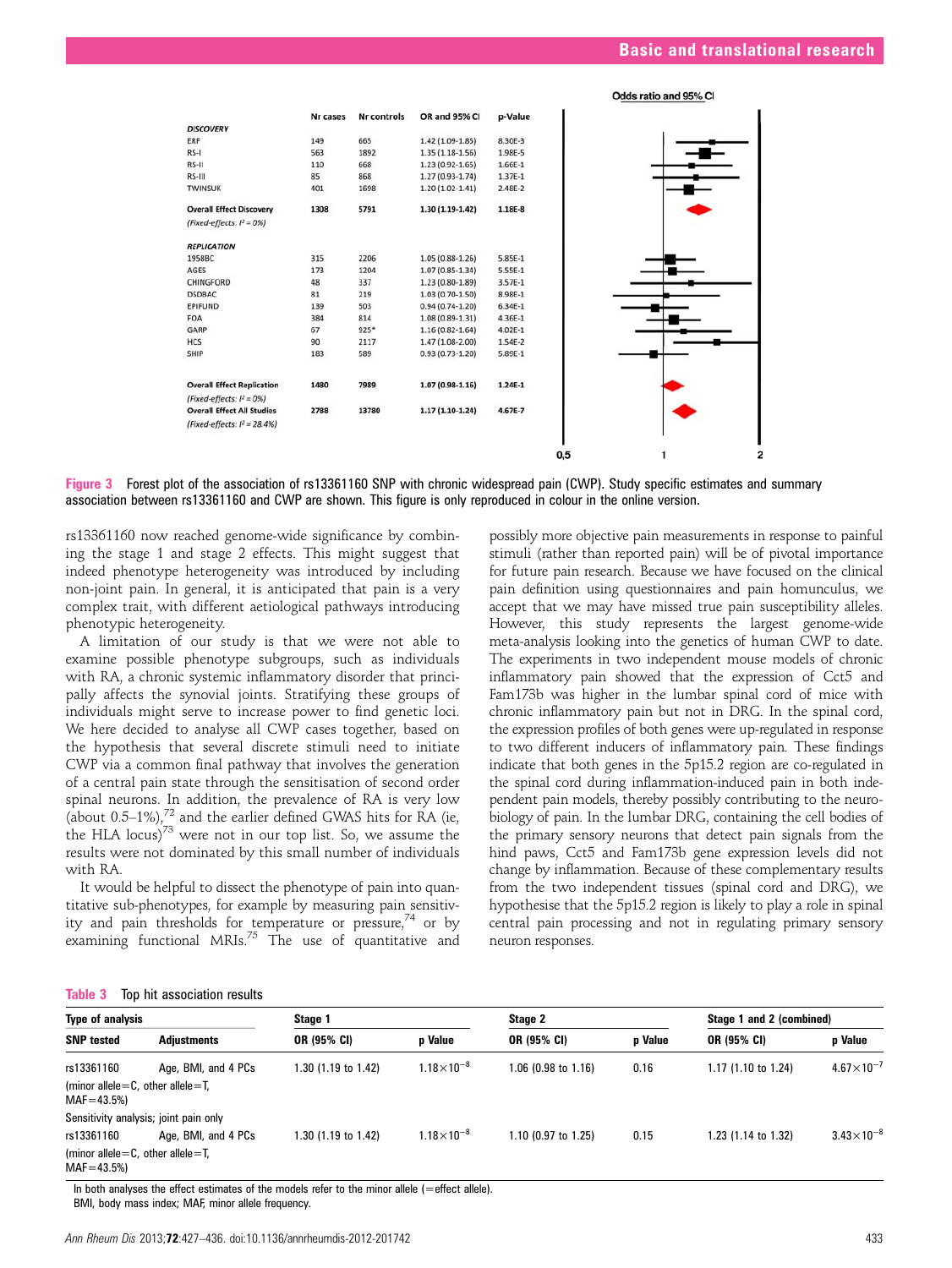| | Nr cases | Nr controls | OR and 95% CI | p-Value |
|---|---|---|---|---|
| *DISCOVERY* | | | | |
| ERF | 149 | 665 | 1.42 (1.09-1.85) | 8.30E-3 |
| RS-I | 563 | 1892 | 1.35 (1.18-1.56) | 1.98E-5 |
| RS-II | 110 | 668 | 1.23 (0.92-1.65) | 1.66E-1 |
| RS-III | 85 | 868 | 1.27 (0.93-1.74) | 1.37E-1 |
| TWINSUK | 401 | 1698 | 1.20 (1.02-1.41) | 2.48E-2 |
| **Overall Effect Discovery** | **1308** | **5791** | **1.30 (1.19-1.42)** | **1.18E-8** |
| *(Fixed-effects: $I^2$ = 0%)* | | | | |
| *REPLICATION* | | | | |
| 1958BC | 315 | 2206 | 1.05 (0.88-1.26) | 5.85E-1 |
| AGES | 173 | 1204 | 1.07 (0.85-1.34) | 5.55E-1 |
| CHINGFORD | 48 | 337 | 1.23 (0.80-1.89) | 3.57E-1 |
| DSDBAC | 81 | 219 | 1.03 (0.70-1.50) | 8.98E-1 |
| EPIFUND | 139 | 503 | 0.94 (0.74-1.20) | 6.34E-1 |
| FOA | 384 | 814 | 1.08 (0.89-1.31) | 4.36E-1 |
| GARP | 67 | 925* | 1.16 (0.82-1.64) | 4.02E-1 |
| HCS | 90 | 2117 | 1.47 (1.08-2.00) | 1.54E-2 |
| SHIP | 183 | 589 | 0.93 (0.73-1.20) | 5.89E-1 |
| **Overall Effect Replication** | **1480** | **7989** | **1.07 (0.98-1.16)** | **1.24E-1** |
| *(Fixed-effects: $I^2$ = 0%)* | | | | |
| **Overall Effect All Studies** | **2788** | **13780** | **1.17 (1.10-1.24)** | **4.67E-7** |
| *(Fixed-effects: $I^2$ = 28.4%)* | | | | |

**Figure 3** Forest plot of the association of rs13361160 SNP with chronic widespread pain (CWP). Study specific estimates and summary association between rs13361160 and CWP are shown. This figure is only reproduced in colour in the online version.

rs13361160 now reached genome-wide significance by combining the stage 1 and stage 2 effects. This might suggest that indeed phenotype heterogeneity was introduced by including non-joint pain. In general, it is anticipated that pain is a very complex trait, with different aetiological pathways introducing phenotypic heterogeneity.

A limitation of our study is that we were not able to examine possible phenotype subgroups, such as individuals with RA, a chronic systemic inflammatory disorder that principally affects the synovial joints. Stratifying these groups of individuals might serve to increase power to find genetic loci. We here decided to analyse all CWP cases together, based on the hypothesis that several discrete stimuli need to initiate CWP via a common final pathway that involves the generation of a central pain state through the sensitisation of second order spinal neurons. In addition, the prevalence of RA is very low (about 0.5–1%),[72] and the earlier defined GWAS hits for RA (ie, the HLA locus)[73] were not in our top list. So, we assume the results were not dominated by this small number of individuals with RA.

It would be helpful to dissect the phenotype of pain into quantitative sub-phenotypes, for example by measuring pain sensitivity and pain thresholds for temperature or pressure,[74] or by examining functional MRIs.[75] The use of quantitative and possibly more objective pain measurements in response to painful stimuli (rather than reported pain) will be of pivotal importance for future pain research. Because we have focused on the clinical pain definition using questionnaires and pain homunculus, we accept that we may have missed true pain susceptibility alleles. However, this study represents the largest genome-wide meta-analysis looking into the genetics of human CWP to date. The experiments in two independent mouse models of chronic inflammatory pain showed that the expression of Cct5 and Fam173b was higher in the lumbar spinal cord of mice with chronic inflammatory pain but not in DRG. In the spinal cord, the expression profiles of both genes were up-regulated in response to two different inducers of inflammatory pain. These findings indicate that both genes in the 5p15.2 region are co-regulated in the spinal cord during inflammation-induced pain in both independent pain models, thereby possibly contributing to the neurobiology of pain. In the lumbar DRG, containing the cell bodies of the primary sensory neurons that detect pain signals from the hind paws, Cct5 and Fam173b gene expression levels did not change by inflammation. Because of these complementary results from the two independent tissues (spinal cord and DRG), we hypothesise that the 5p15.2 region is likely to play a role in spinal central pain processing and not in regulating primary sensory neuron responses.

**Table 3** Top hit association results

| Type of analysis | | Stage 1 | | Stage 2 | | Stage 1 and 2 (combined) | |
|---|---|---|---|---|---|---|---|
| **SNP tested** | **Adjustments** | **OR (95% CI)** | **p Value** | **OR (95% CI)** | **p Value** | **OR (95% CI)** | **p Value** |
| rs13361160 (minor allele=C, other allele=T, MAF=43.5%) | Age, BMI, and 4 PCs | 1.30 (1.19 to 1.42) | $1.18\times10^{-8}$ | 1.06 (0.98 to 1.16) | 0.16 | 1.17 (1.10 to 1.24) | $4.67\times10^{-7}$ |
| Sensitivity analysis; joint pain only | | | | | | | |
| rs13361160 (minor allele=C, other allele=T, MAF=43.5%) | Age, BMI, and 4 PCs | 1.30 (1.19 to 1.42) | $1.18\times10^{-8}$ | 1.10 (0.97 to 1.25) | 0.15 | 1.23 (1.14 to 1.32) | $3.43\times10^{-8}$ |

In both analyses the effect estimates of the models refer to the minor allele (=effect allele).
BMI, body mass index; MAF, minor allele frequency.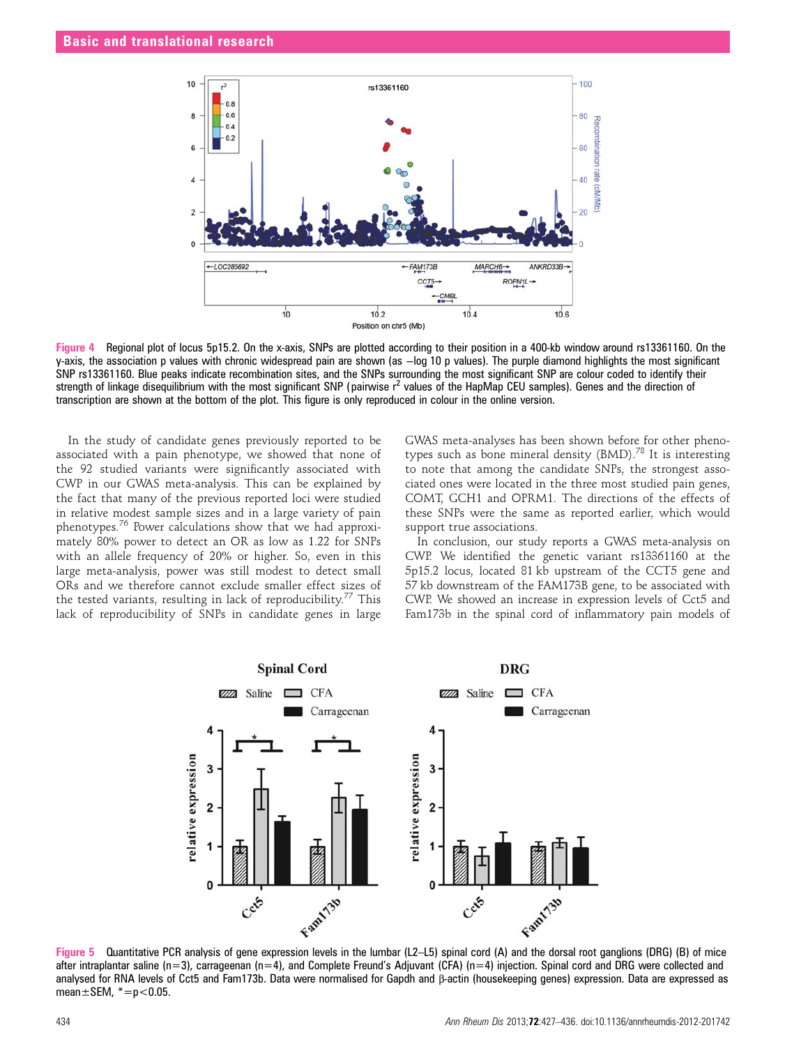rs13361160

$r^2$

0.8

0.6

0.4

0.2

Recombination rate (cM/Mb)

LOC285692

FAM173B

CCT5

CMBL

MARCH6

ROPN1L

ANKRD33B

10 10.2 10.4 10.6

Position on chr5 (Mb)

Figure 4 Regional plot of locus 5p15.2. On the x-axis, SNPs are plotted according to their position in a 400-kb window around rs13361160. On the y-axis, the association p values with chronic widespread pain are shown (as −log 10 p values). The purple diamond highlights the most significant SNP rs13361160. Blue peaks indicate recombination sites, and the SNPs surrounding the most significant SNP are colour coded to identify their strength of linkage disequilibrium with the most significant SNP (pairwise $r^2$ values of the HapMap CEU samples). Genes and the direction of transcription are shown at the bottom of the plot. This figure is only reproduced in colour in the online version.

In the study of candidate genes previously reported to be associated with a pain phenotype, we showed that none of the 92 studied variants were significantly associated with CWP in our GWAS meta-analysis. This can be explained by the fact that many of the previous reported loci were studied in relative modest sample sizes and in a large variety of pain phenotypes.[76] Power calculations show that we had approximately 80% power to detect an OR as low as 1.22 for SNPs with an allele frequency of 20% or higher. So, even in this large meta-analysis, power was still modest to detect small ORs and we therefore cannot exclude smaller effect sizes of the tested variants, resulting in lack of reproducibility.[77] This lack of reproducibility of SNPs in candidate genes in large GWAS meta-analyses has been shown before for other phenotypes such as bone mineral density (BMD).[78] It is interesting to note that among the candidate SNPs, the strongest associated ones were located in the three most studied pain genes, COMT, GCH1 and OPRM1. The directions of the effects of these SNPs were the same as reported earlier, which would support true associations.

In conclusion, our study reports a GWAS meta-analysis on CWP. We identified the genetic variant rs13361160 at the 5p15.2 locus, located 81 kb upstream of the CCT5 gene and 57 kb downstream of the FAM173B gene, to be associated with CWP. We showed an increase in expression levels of Cct5 and Fam173b in the spinal cord of inflammatory pain models of

Spinal Cord

Saline CFA Carrageenan

relative expression

Cct5 Fam173b

DRG

Saline CFA Carrageenan

relative expression

Cct5 Fam173b

Figure 5 Quantitative PCR analysis of gene expression levels in the lumbar (L2–L5) spinal cord (A) and the dorsal root ganglions (DRG) (B) of mice after intraplantar saline (n=3), carrageenan (n=4), and Complete Freund's Adjuvant (CFA) (n=4) injection. Spinal cord and DRG were collected and analysed for RNA levels of Cct5 and Fam173b. Data were normalised for Gapdh and β-actin (housekeeping genes) expression. Data are expressed as mean±SEM, *=$p<0.05$.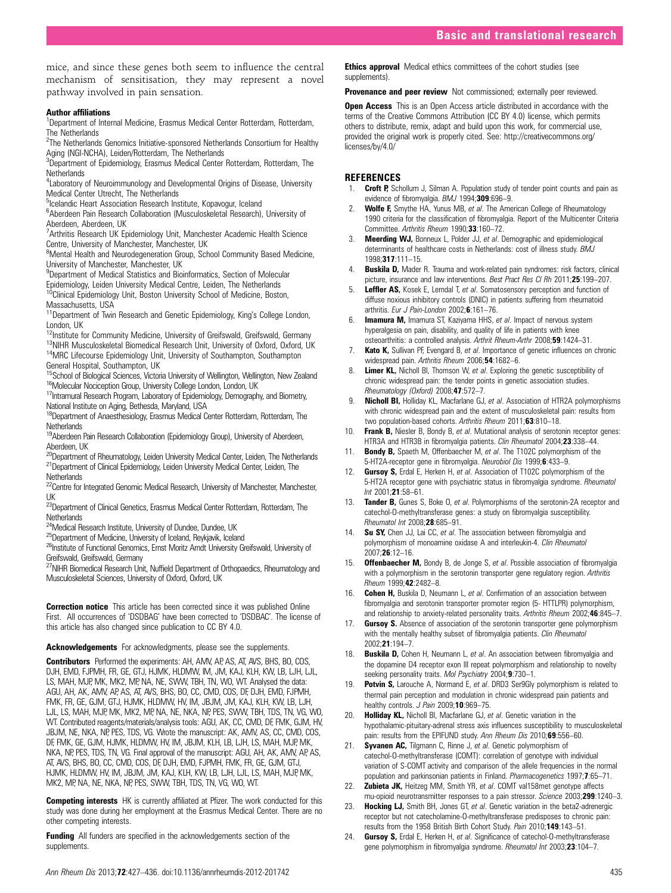mice, and since these genes both seem to influence the central mechanism of sensitisation, they may represent a novel pathway involved in pain sensation.

#### Author affiliations

[1]Department of Internal Medicine, Erasmus Medical Center Rotterdam, Rotterdam, The Netherlands
[2]The Netherlands Genomics Initiative-sponsored Netherlands Consortium for Healthy Aging (NGI-NCHA), Leiden/Rotterdam, The Netherlands
[3]Department of Epidemiology, Erasmus Medical Center Rotterdam, Rotterdam, The Netherlands
[4]Laboratory of Neuroimmunology and Developmental Origins of Disease, University Medical Center Utrecht, The Netherlands
[5]Icelandic Heart Association Research Institute, Kopavogur, Iceland
[6]Aberdeen Pain Research Collaboration (Musculoskeletal Research), University of Aberdeen, Aberdeen, UK
[7]Arthritis Research UK Epidemiology Unit, Manchester Academic Health Science Centre, University of Manchester, Manchester, UK
[8]Mental Health and Neurodegeneration Group, School Community Based Medicine, University of Manchester, Manchester, UK
[9]Department of Medical Statistics and Bioinformatics, Section of Molecular Epidemiology, Leiden University Medical Centre, Leiden, The Netherlands
[10]Clinical Epidemiology Unit, Boston University School of Medicine, Boston, Massachusetts, USA
[11]Department of Twin Research and Genetic Epidemiology, King's College London, London, UK
[12]Institute for Community Medicine, University of Greifswald, Greifswald, Germany
[13]NIHR Musculoskeletal Biomedical Research Unit, University of Oxford, Oxford, UK
[14]MRC Lifecourse Epidemiology Unit, University of Southampton, Southampton General Hospital, Southampton, UK
[15]School of Biological Sciences, Victoria University of Wellington, Wellington, New Zealand
[16]Molecular Nociception Group, University College London, London, UK
[17]Intramural Research Program, Laboratory of Epidemiology, Demography, and Biometry, National Institute on Aging, Bethesda, Maryland, USA
[18]Department of Anaesthesiology, Erasmus Medical Center Rotterdam, Rotterdam, The Netherlands
[19]Aberdeen Pain Research Collaboration (Epidemiology Group), University of Aberdeen, Aberdeen, UK
[20]Department of Rheumatology, Leiden University Medical Center, Leiden, The Netherlands
[21]Department of Clinical Epidemiology, Leiden University Medical Center, Leiden, The Netherlands
[22]Centre for Integrated Genomic Medical Research, University of Manchester, Manchester, UK
[23]Department of Clinical Genetics, Erasmus Medical Center Rotterdam, Rotterdam, The Netherlands
[24]Medical Research Institute, University of Dundee, Dundee, UK
[25]Department of Medicine, University of Iceland, Reykjavik, Iceland
[26]Institute of Functional Genomics, Ernst Moritz Arndt University Greifswald, University of Greifswald, Greifswald, Germany
[27]NIHR Biomedical Research Unit, Nuffield Department of Orthopaedics, Rheumatology and Musculoskeletal Sciences, University of Oxford, Oxford, UK

**Correction notice** This article has been corrected since it was published Online First. All occurrences of 'DSDBAG' have been corrected to 'DSDBAC'. The license of this article has also changed since publication to CC BY 4.0.

**Acknowledgements** For acknowledgments, please see the supplements.

**Contributors** Performed the experiments: AH, AMV, AP, AS, AT, AVS, BHS, BO, COS, DJH, EMD, FJPMH, FR, GE, GTJ, HJMK, HLDMW, IM, JM, KAJ, KLH, KW, LB, LJH, LJL, LS, MAH, MJP, MK, MK2, MP, NA, NE, SWW, TBH, TN, WO, WT. Analysed the data: AGU, AH, AK, AMV, AP, AS, AT, AVS, BHS, BO, CC, CMD, COS, DF, DJH, EMD, FJPMH, FMK, FR, GE, GJM, GTJ, HJMK, HLDMW, HV, IM, JBJM, JM, KAJ, KLH, KW, LB, LJH, LJL, LS, MAH, MJP, MK, MK2, MP, NA, NE, NKA, NP, PES, SWW, TBH, TDS, TN, VG, WO, WT. Contributed reagents/materials/analysis tools: AGU, AK, CC, CMD, DF, FMK, GJM, HV, JBJM, NE, NKA, NP, PES, TDS, VG. Wrote the manuscript: AK, AMV, AS, CC, CMD, COS, DF, FMK, GE, GJM, HJMK, HLDMW, HV, IM, JBJM, KLH, LB, LJH, LS, MAH, MJP, MK, NKA, NP, PES, TDS, TN, VG. Final approval of the manuscript: AGU, AH, AK, AMV, AP, AS, AT, AVS, BHS, BO, CC, CMD, COS, DF, DJH, EMD, FJPMH, FMK, FR, GE, GJM, GTJ, HJMK, HLDMW, HV, IM, JBJM, JM, KAJ, KLH, KW, LB, LJH, LJL, LS, MAH, MJP, MK, MK2, MP, NA, NE, NKA, NP, PES, SWW, TBH, TDS, TN, VG, WO, WT.

**Competing interests** HK is currently affiliated at Pfizer. The work conducted for this study was done during her employment at the Erasmus Medical Center. There are no other competing interests.

**Funding** All funders are specified in the acknowledgements section of the supplements.

**Ethics approval** Medical ethics committees of the cohort studies (see supplements).

**Provenance and peer review** Not commissioned; externally peer reviewed.

**Open Access** This is an Open Access article distributed in accordance with the terms of the Creative Commons Attribution (CC BY 4.0) license, which permits others to distribute, remix, adapt and build upon this work, for commercial use, provided the original work is properly cited. See: http://creativecommons.org/licenses/by/4.0/

## REFERENCES

1. **Croft P,** Schollum J, Silman A. Population study of tender point counts and pain as evidence of fibromyalgia. *BMJ* 1994;**309**:696–9.
2. **Wolfe F,** Smythe HA, Yunus MB, *et al*. The American College of Rheumatology 1990 criteria for the classification of fibromyalgia. Report of the Multicenter Criteria Committee. *Arthritis Rheum* 1990;**33**:160–72.
3. **Meerding WJ,** Bonneux L, Polder JJ, *et al*. Demographic and epidemiological determinants of healthcare costs in Netherlands: cost of illness study. *BMJ* 1998;**317**:111–15.
4. **Buskila D,** Mader R. Trauma and work-related pain syndromes: risk factors, clinical picture, insurance and law interventions. *Best Pract Res Cl Rh* 2011;**25**:199–207.
5. **Leffler AS,** Kosek E, Lerndal T, *et al*. Somatosensory perception and function of diffuse noxious inhibitory controls (DNIC) in patients suffering from rheumatoid arthritis. *Eur J Pain-London* 2002;**6**:161–76.
6. **Imamura M,** Imamura ST, Kaziyama HHS, *et al*. Impact of nervous system hyperalgesia on pain, disability, and quality of life in patients with knee osteoarthritis: a controlled analysis. *Arthrit Rheum-Arthr* 2008;**59**:1424–31.
7. **Kato K,** Sullivan PF, Evengard B, *et al*. Importance of genetic influences on chronic widespread pain. *Arthritis Rheum* 2006;**54**:1682–6.
8. **Limer KL,** Nicholl BI, Thomson W, *et al*. Exploring the genetic susceptibility of chronic widespread pain: the tender points in genetic association studies. *Rheumatology (Oxford)* 2008;**47**:572–7.
9. **Nicholl BI,** Holliday KL, Macfarlane GJ, *et al*. Association of HTR2A polymorphisms with chronic widespread pain and the extent of musculoskeletal pain: results from two population-based cohorts. *Arthritis Rheum* 2011;**63**:810–18.
10. **Frank B,** Niesler B, Bondy B, *et al*. Mutational analysis of serotonin receptor genes: HTR3A and HTR3B in fibromyalgia patients. *Clin Rheumatol* 2004;**23**:338–44.
11. **Bondy B,** Spaeth M, Offenbaecher M, *et al*. The T102C polymorphism of the 5-HT2A-receptor gene in fibromyalgia. *Neurobiol Dis* 1999;**6**:433–9.
12. **Gursoy S,** Erdal E, Herken H, *et al*. Association of T102C polymorphism of the 5-HT2A receptor gene with psychiatric status in fibromyalgia syndrome. *Rheumatol Int* 2001;**21**:58–61.
13. **Tander B,** Gunes S, Boke O, *et al*. Polymorphisms of the serotonin-2A receptor and catechol-O-methyltransferase genes: a study on fibromyalgia susceptibility. *Rheumatol Int* 2008;**28**:685–91.
14. **Su SY,** Chen JJ, Lai CC, *et al*. The association between fibromyalgia and polymorphism of monoamine oxidase A and interleukin-4. *Clin Rheumatol* 2007;**26**:12–16.
15. **Offenbaecher M,** Bondy B, de Jonge S, *et al*. Possible association of fibromyalgia with a polymorphism in the serotonin transporter gene regulatory region. *Arthritis Rheum* 1999;**42**:2482–8.
16. **Cohen H,** Buskila D, Neumann L, *et al*. Confirmation of an association between fibromyalgia and serotonin transporter promoter region (5- HTTLPR) polymorphism, and relationship to anxiety-related personality traits. *Arthritis Rheum* 2002;**46**:845–7.
17. **Gursoy S.** Absence of association of the serotonin transporter gene polymorphism with the mentally healthy subset of fibromyalgia patients. *Clin Rheumatol* 2002;**21**:194–7.
18. **Buskila D,** Cohen H, Neumann L, *et al*. An association between fibromyalgia and the dopamine D4 receptor exon III repeat polymorphism and relationship to novelty seeking personality traits. *Mol Psychiatry* 2004;**9**:730–1.
19. **Potvin S,** Larouche A, Normand E, *et al*. DRD3 Ser9Gly polymorphism is related to thermal pain perception and modulation in chronic widespread pain patients and healthy controls. *J Pain* 2009;**10**:969–75.
20. **Holliday KL,** Nicholl BI, Macfarlane GJ, *et al*. Genetic variation in the hypothalamic-pituitary-adrenal stress axis influences susceptibility to musculoskeletal pain: results from the EPIFUND study. *Ann Rheum Dis* 2010;**69**:556–60.
21. **Syvanen AC,** Tilgmann C, Rinne J, *et al*. Genetic polymorphism of catechol-O-methyltransferase (COMT): correlation of genotype with individual variation of S-COMT activity and comparison of the allele frequencies in the normal population and parkinsonian patients in Finland. *Pharmacogenetics* 1997;**7**:65–71.
22. **Zubieta JK,** Heitzeg MM, Smith YR, *et al*. COMT val158met genotype affects mu-opioid neurotransmitter responses to a pain stressor. *Science* 2003;**299**:1240–3.
23. **Hocking LJ,** Smith BH, Jones GT, *et al*. Genetic variation in the beta2-adrenergic receptor but not catecholamine-O-methyltransferase predisposes to chronic pain: results from the 1958 British Birth Cohort Study. *Pain* 2010;**149**:143–51.
24. **Gursoy S,** Erdal E, Herken H, *et al*. Significance of catechol-O-methyltransferase gene polymorphism in fibromyalgia syndrome. *Rheumatol Int* 2003;**23**:104–7.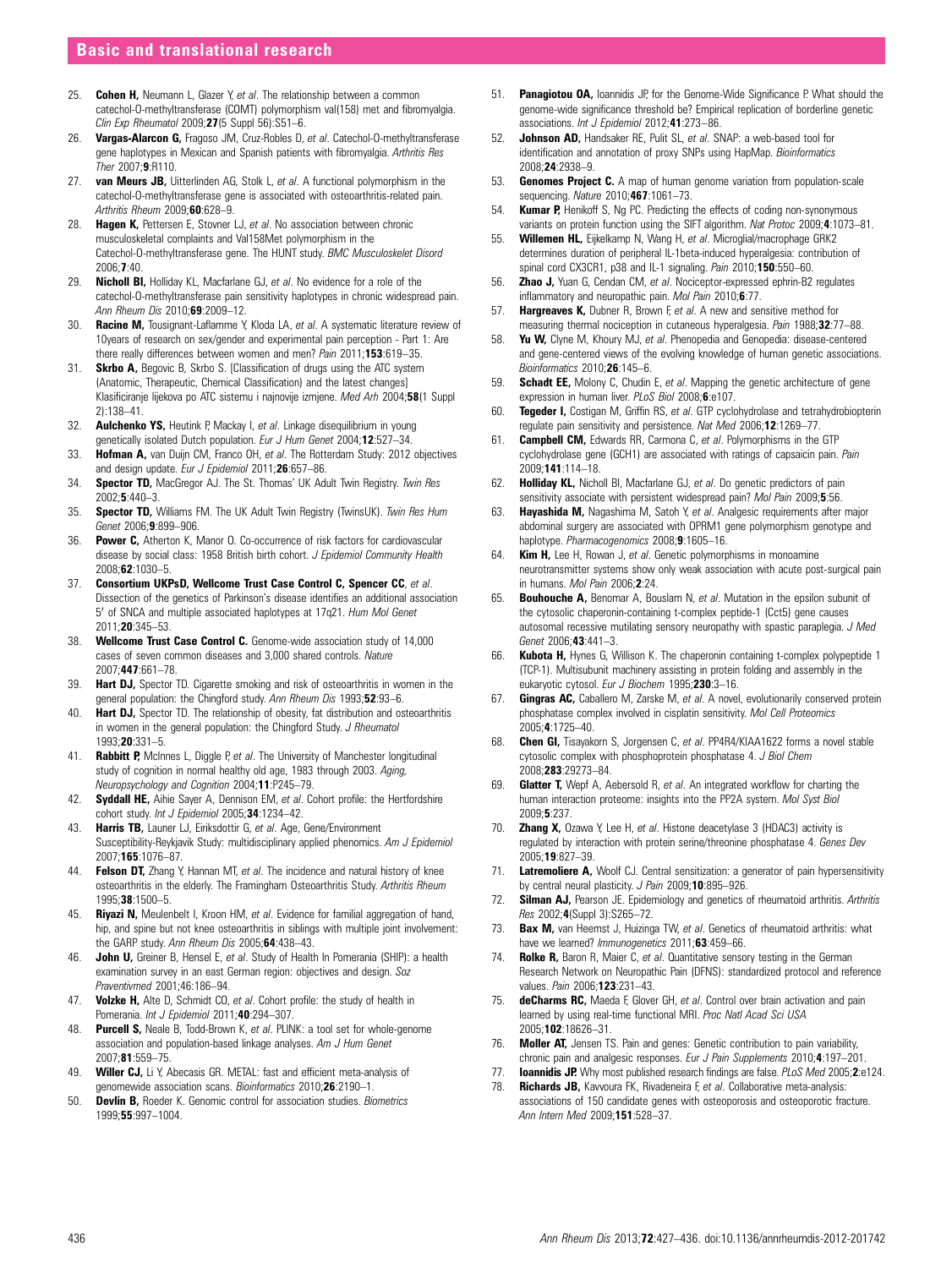25. **Cohen H,** Neumann L, Glazer Y, *et al*. The relationship between a common catechol-O-methyltransferase (COMT) polymorphism val(158) met and fibromyalgia. *Clin Exp Rheumatol* 2009;**27**(5 Suppl 56):S51–6.
26. **Vargas-Alarcon G,** Fragoso JM, Cruz-Robles D, *et al*. Catechol-O-methyltransferase gene haplotypes in Mexican and Spanish patients with fibromyalgia. *Arthritis Res Ther* 2007;**9**:R110.
27. **van Meurs JB,** Uitterlinden AG, Stolk L, *et al*. A functional polymorphism in the catechol-O-methyltransferase gene is associated with osteoarthritis-related pain. *Arthritis Rheum* 2009;**60**:628–9.
28. **Hagen K,** Pettersen E, Stovner LJ, *et al*. No association between chronic musculoskeletal complaints and Val158Met polymorphism in the Catechol-O-methyltransferase gene. The HUNT study. *BMC Musculoskelet Disord* 2006;**7**:40.
29. **Nicholl BI,** Holliday KL, Macfarlane GJ, *et al*. No evidence for a role of the catechol-O-methyltransferase pain sensitivity haplotypes in chronic widespread pain. *Ann Rheum Dis* 2010;**69**:2009–12.
30. **Racine M,** Tousignant-Laflamme Y, Kloda LA, *et al*. A systematic literature review of 10years of research on sex/gender and experimental pain perception - Part 1: Are there really differences between women and men? *Pain* 2011;**153**:619–35.
31. **Skrbo A,** Begovic B, Skrbo S. [Classification of drugs using the ATC system (Anatomic, Therapeutic, Chemical Classification) and the latest changes] Klasificiranje lijekova po ATC sistemu i najnovije izmjene. *Med Arh* 2004;**58**(1 Suppl 2):138–41.
32. **Aulchenko YS,** Heutink P, Mackay I, *et al*. Linkage disequilibrium in young genetically isolated Dutch population. *Eur J Hum Genet* 2004;**12**:527–34.
33. **Hofman A,** van Duijn CM, Franco OH, *et al*. The Rotterdam Study: 2012 objectives and design update. *Eur J Epidemiol* 2011;**26**:657–86.
34. **Spector TD,** MacGregor AJ. The St. Thomas' UK Adult Twin Registry. *Twin Res* 2002;**5**:440–3.
35. **Spector TD,** Williams FM. The UK Adult Twin Registry (TwinsUK). *Twin Res Hum Genet* 2006;**9**:899–906.
36. **Power C,** Atherton K, Manor O. Co-occurrence of risk factors for cardiovascular disease by social class: 1958 British birth cohort. *J Epidemiol Community Health* 2008;**62**:1030–5.
37. **Consortium UKPsD, Wellcome Trust Case Control C, Spencer CC**, *et al*. Dissection of the genetics of Parkinson's disease identifies an additional association 5′ of SNCA and multiple associated haplotypes at 17q21. *Hum Mol Genet* 2011;**20**:345–53.
38. **Wellcome Trust Case Control C.** Genome-wide association study of 14,000 cases of seven common diseases and 3,000 shared controls. *Nature* 2007;**447**:661–78.
39. **Hart DJ,** Spector TD. Cigarette smoking and risk of osteoarthritis in women in the general population: the Chingford study. *Ann Rheum Dis* 1993;**52**:93–6.
40. **Hart DJ,** Spector TD. The relationship of obesity, fat distribution and osteoarthritis in women in the general population: the Chingford Study. *J Rheumatol* 1993;**20**:331–5.
41. **Rabbitt P,** McInnes L, Diggle P, *et al*. The University of Manchester longitudinal study of cognition in normal healthy old age, 1983 through 2003. *Aging, Neuropsychology and Cognition* 2004;**11**:P245–79.
42. **Syddall HE,** Aihie Sayer A, Dennison EM, *et al*. Cohort profile: the Hertfordshire cohort study. *Int J Epidemiol* 2005;**34**:1234–42.
43. **Harris TB,** Launer LJ, Eiriksdottir G, *et al*. Age, Gene/Environment Susceptibility-Reykjavik Study: multidisciplinary applied phenomics. *Am J Epidemiol* 2007;**165**:1076–87.
44. **Felson DT,** Zhang Y, Hannan MT, *et al*. The incidence and natural history of knee osteoarthritis in the elderly. The Framingham Osteoarthritis Study. *Arthritis Rheum* 1995;**38**:1500–5.
45. **Riyazi N,** Meulenbelt I, Kroon HM, *et al*. Evidence for familial aggregation of hand, hip, and spine but not knee osteoarthritis in siblings with multiple joint involvement: the GARP study. *Ann Rheum Dis* 2005;**64**:438–43.
46. **John U,** Greiner B, Hensel E, *et al*. Study of Health In Pomerania (SHIP): a health examination survey in an east German region: objectives and design. *Soz Praventivmed* 2001;46:186–94.
47. **Volzke H,** Alte D, Schmidt CO, *et al*. Cohort profile: the study of health in Pomerania. *Int J Epidemiol* 2011;**40**:294–307.
48. **Purcell S,** Neale B, Todd-Brown K, *et al*. PLINK: a tool set for whole-genome association and population-based linkage analyses. *Am J Hum Genet* 2007;**81**:559–75.
49. **Willer CJ,** Li Y, Abecasis GR. METAL: fast and efficient meta-analysis of genomewide association scans. *Bioinformatics* 2010;**26**:2190–1.
50. **Devlin B,** Roeder K. Genomic control for association studies. *Biometrics* 1999;**55**:997–1004.
51. **Panagiotou OA,** Ioannidis JP, for the Genome-Wide Significance P. What should the genome-wide significance threshold be? Empirical replication of borderline genetic associations. *Int J Epidemiol* 2012;**41**:273–86.
52. **Johnson AD,** Handsaker RE, Pulit SL, *et al*. SNAP: a web-based tool for identification and annotation of proxy SNPs using HapMap. *Bioinformatics* 2008;**24**:2938–9.
53. **Genomes Project C.** A map of human genome variation from population-scale sequencing. *Nature* 2010;**467**:1061–73.
54. **Kumar P,** Henikoff S, Ng PC. Predicting the effects of coding non-synonymous variants on protein function using the SIFT algorithm. *Nat Protoc* 2009;**4**:1073–81.
55. **Willemen HL,** Eijkelkamp N, Wang H, *et al*. Microglial/macrophage GRK2 determines duration of peripheral IL-1beta-induced hyperalgesia: contribution of spinal cord CX3CR1, p38 and IL-1 signaling. *Pain* 2010;**150**:550–60.
56. **Zhao J,** Yuan G, Cendan CM, *et al*. Nociceptor-expressed ephrin-B2 regulates inflammatory and neuropathic pain. *Mol Pain* 2010;**6**:77.
57. **Hargreaves K,** Dubner R, Brown F, *et al*. A new and sensitive method for measuring thermal nociception in cutaneous hyperalgesia. *Pain* 1988;**32**:77–88.
58. **Yu W,** Clyne M, Khoury MJ, *et al*. Phenopedia and Genopedia: disease-centered and gene-centered views of the evolving knowledge of human genetic associations. *Bioinformatics* 2010;**26**:145–6.
59. **Schadt EE,** Molony C, Chudin E, *et al*. Mapping the genetic architecture of gene expression in human liver. *PLoS Biol* 2008;**6**:e107.
60. **Tegeder I,** Costigan M, Griffin RS, *et al*. GTP cyclohydrolase and tetrahydrobiopterin regulate pain sensitivity and persistence. *Nat Med* 2006;**12**:1269–77.
61. **Campbell CM,** Edwards RR, Carmona C, *et al*. Polymorphisms in the GTP cyclohydrolase gene (GCH1) are associated with ratings of capsaicin pain. *Pain* 2009;**141**:114–18.
62. **Holliday KL,** Nicholl BI, Macfarlane GJ, *et al*. Do genetic predictors of pain sensitivity associate with persistent widespread pain? *Mol Pain* 2009;**5**:56.
63. **Hayashida M,** Nagashima M, Satoh Y, *et al*. Analgesic requirements after major abdominal surgery are associated with OPRM1 gene polymorphism genotype and haplotype. *Pharmacogenomics* 2008;**9**:1605–16.
64. **Kim H,** Lee H, Rowan J, *et al*. Genetic polymorphisms in monoamine neurotransmitter systems show only weak association with acute post-surgical pain in humans. *Mol Pain* 2006;**2**:24.
65. **Bouhouche A,** Benomar A, Bouslam N, *et al*. Mutation in the epsilon subunit of the cytosolic chaperonin-containing t-complex peptide-1 (Cct5) gene causes autosomal recessive mutilating sensory neuropathy with spastic paraplegia. *J Med Genet* 2006;**43**:441–3.
66. **Kubota H,** Hynes G, Willison K. The chaperonin containing t-complex polypeptide 1 (TCP-1). Multisubunit machinery assisting in protein folding and assembly in the eukaryotic cytosol. *Eur J Biochem* 1995;**230**:3–16.
67. **Gingras AC,** Caballero M, Zarske M, *et al*. A novel, evolutionarily conserved protein phosphatase complex involved in cisplatin sensitivity. *Mol Cell Proteomics* 2005;**4**:1725–40.
68. **Chen GI,** Tisayakorn S, Jorgensen C, *et al*. PP4R4/KIAA1622 forms a novel stable cytosolic complex with phosphoprotein phosphatase 4. *J Biol Chem* 2008;**283**:29273–84.
69. **Glatter T,** Wepf A, Aebersold R, *et al*. An integrated workflow for charting the human interaction proteome: insights into the PP2A system. *Mol Syst Biol* 2009;**5**:237.
70. **Zhang X,** Ozawa Y, Lee H, *et al*. Histone deacetylase 3 (HDAC3) activity is regulated by interaction with protein serine/threonine phosphatase 4. *Genes Dev* 2005;**19**:827–39.
71. **Latremoliere A,** Woolf CJ. Central sensitization: a generator of pain hypersensitivity by central neural plasticity. *J Pain* 2009;**10**:895–926.
72. **Silman AJ,** Pearson JE. Epidemiology and genetics of rheumatoid arthritis. *Arthritis Res* 2002;**4**(Suppl 3):S265–72.
73. **Bax M,** van Heemst J, Huizinga TW, *et al*. Genetics of rheumatoid arthritis: what have we learned? *Immunogenetics* 2011;**63**:459–66.
74. **Rolke R,** Baron R, Maier C, *et al*. Quantitative sensory testing in the German Research Network on Neuropathic Pain (DFNS): standardized protocol and reference values. *Pain* 2006;**123**:231–43.
75. **deCharms RC,** Maeda F, Glover GH, *et al*. Control over brain activation and pain learned by using real-time functional MRI. *Proc Natl Acad Sci USA* 2005;**102**:18626–31.
76. **Moller AT,** Jensen TS. Pain and genes: Genetic contribution to pain variability, chronic pain and analgesic responses. *Eur J Pain Supplements* 2010;**4**:197–201.
77. **Ioannidis JP.** Why most published research findings are false. *PLoS Med* 2005;**2**:e124.
78. **Richards JB,** Kavvoura FK, Rivadeneira F, *et al*. Collaborative meta-analysis: associations of 150 candidate genes with osteoporosis and osteoporotic fracture. *Ann Intern Med* 2009;**151**:528–37.